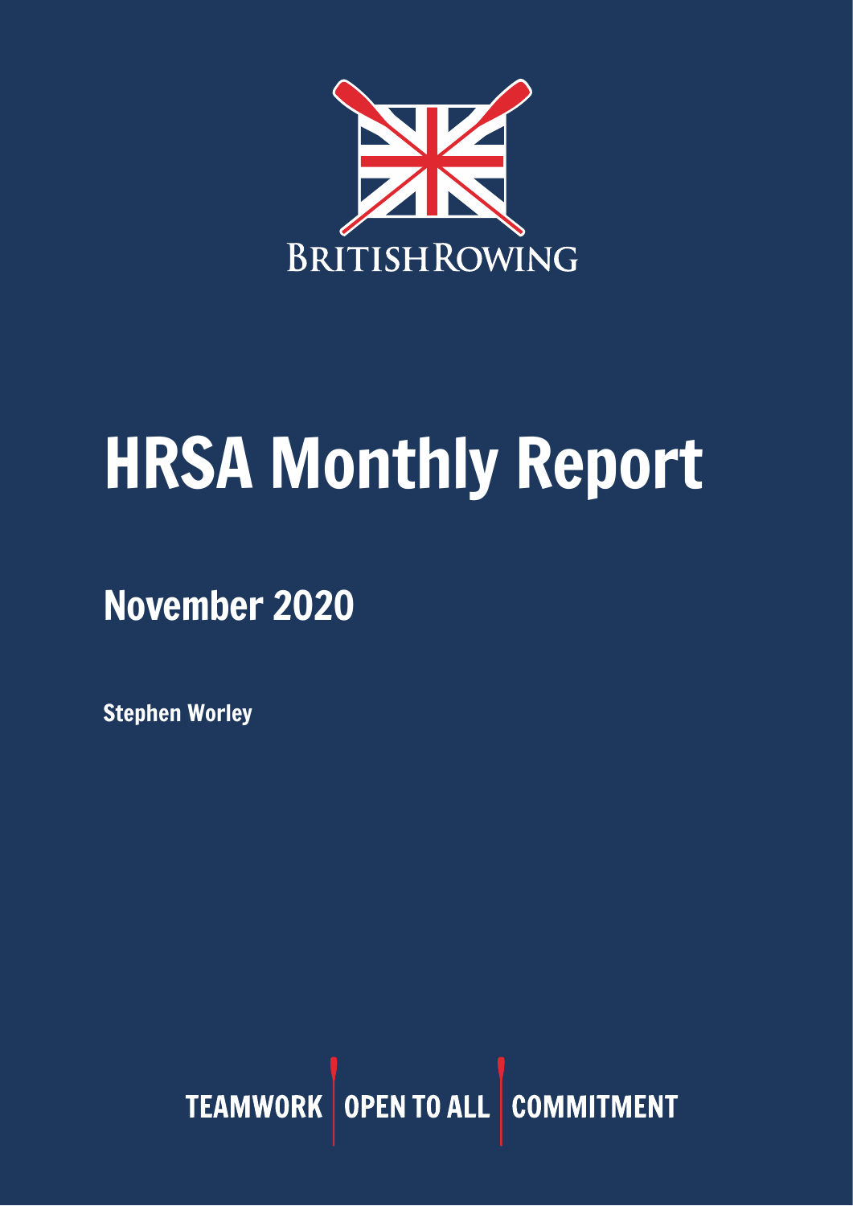BRITISH ROWING

# HRSA Monthly Report

## November 2020

**Stephen Worley**

TEAMWORK | OPEN TO ALL | COMMITMENT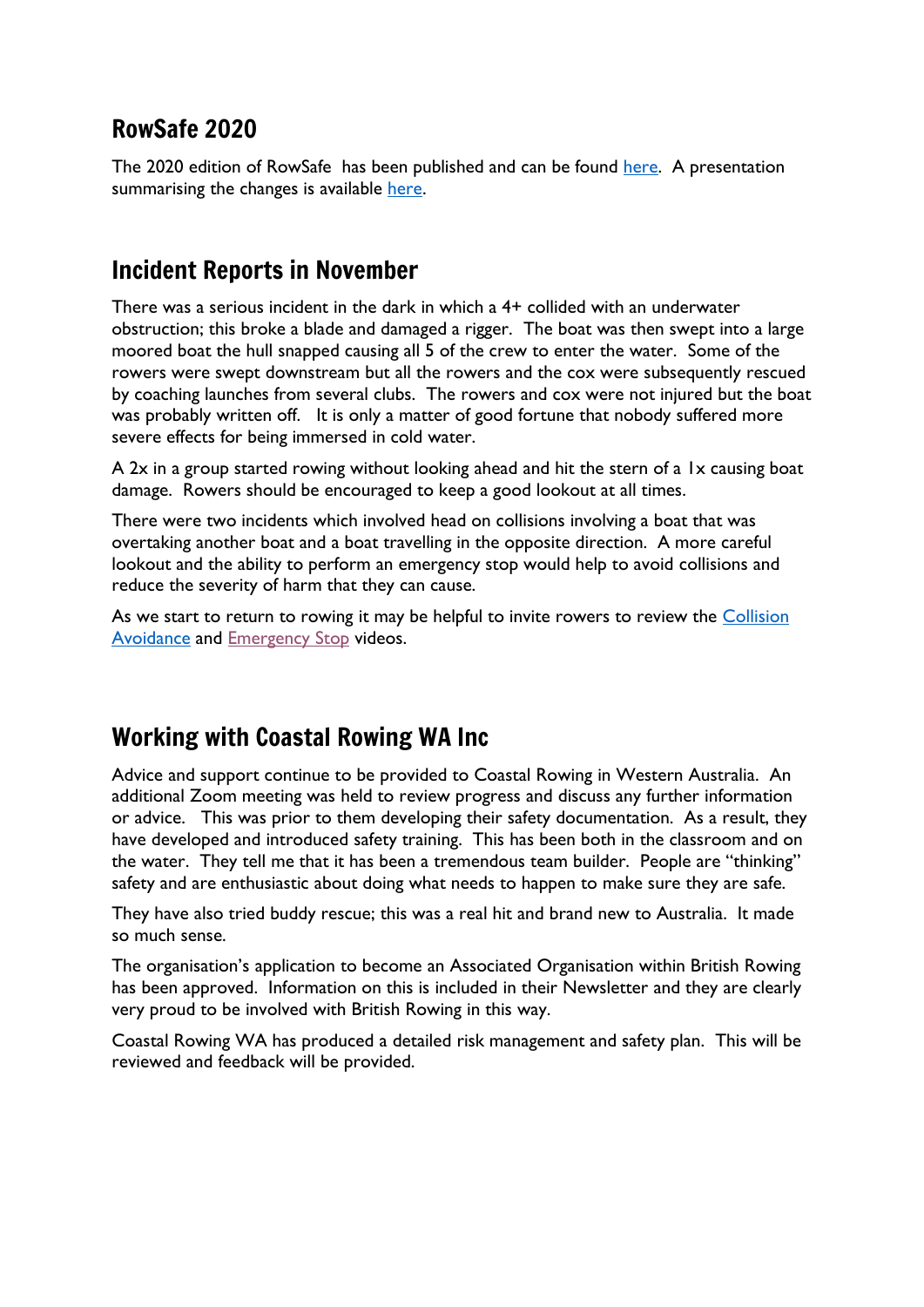## RowSafe 2020

The 2020 edition of RowSafe has been published and can be found here. A presentation summarising the changes is available here.

## Incident Reports in November

There was a serious incident in the dark in which a 4+ collided with an underwater obstruction; this broke a blade and damaged a rigger. The boat was then swept into a large moored boat the hull snapped causing all 5 of the crew to enter the water. Some of the rowers were swept downstream but all the rowers and the cox were subsequently rescued by coaching launches from several clubs. The rowers and cox were not injured but the boat was probably written off. It is only a matter of good fortune that nobody suffered more severe effects for being immersed in cold water.

A 2x in a group started rowing without looking ahead and hit the stern of a 1x causing boat damage. Rowers should be encouraged to keep a good lookout at all times.

There were two incidents which involved head on collisions involving a boat that was overtaking another boat and a boat travelling in the opposite direction. A more careful lookout and the ability to perform an emergency stop would help to avoid collisions and reduce the severity of harm that they can cause.

As we start to return to rowing it may be helpful to invite rowers to review the Collision Avoidance and Emergency Stop videos.

## Working with Coastal Rowing WA Inc

Advice and support continue to be provided to Coastal Rowing in Western Australia. An additional Zoom meeting was held to review progress and discuss any further information or advice. This was prior to them developing their safety documentation. As a result, they have developed and introduced safety training. This has been both in the classroom and on the water. They tell me that it has been a tremendous team builder. People are "thinking" safety and are enthusiastic about doing what needs to happen to make sure they are safe.

They have also tried buddy rescue; this was a real hit and brand new to Australia. It made so much sense.

The organisation's application to become an Associated Organisation within British Rowing has been approved. Information on this is included in their Newsletter and they are clearly very proud to be involved with British Rowing in this way.

Coastal Rowing WA has produced a detailed risk management and safety plan. This will be reviewed and feedback will be provided.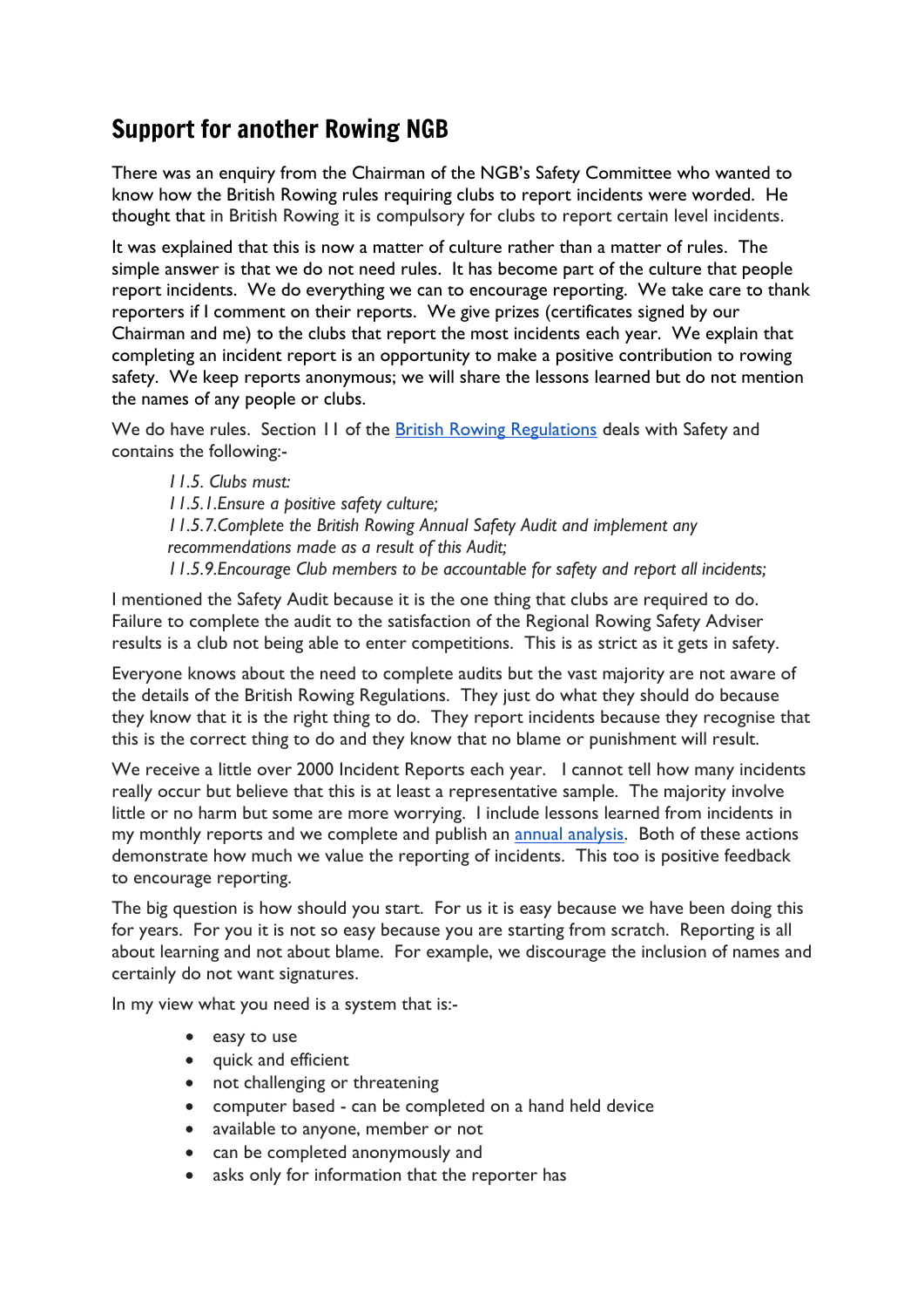## Support for another Rowing NGB

There was an enquiry from the Chairman of the NGB's Safety Committee who wanted to know how the British Rowing rules requiring clubs to report incidents were worded. He thought that in British Rowing it is compulsory for clubs to report certain level incidents.

It was explained that this is now a matter of culture rather than a matter of rules. The simple answer is that we do not need rules. It has become part of the culture that people report incidents. We do everything we can to encourage reporting. We take care to thank reporters if I comment on their reports. We give prizes (certificates signed by our Chairman and me) to the clubs that report the most incidents each year. We explain that completing an incident report is an opportunity to make a positive contribution to rowing safety. We keep reports anonymous; we will share the lessons learned but do not mention the names of any people or clubs.

We do have rules. Section 11 of the British Rowing Regulations deals with Safety and contains the following:-

> *11.5. Clubs must:*
> *11.5.1.Ensure a positive safety culture;*
> *11.5.7.Complete the British Rowing Annual Safety Audit and implement any recommendations made as a result of this Audit;*
> *11.5.9.Encourage Club members to be accountable for safety and report all incidents;*

I mentioned the Safety Audit because it is the one thing that clubs are required to do. Failure to complete the audit to the satisfaction of the Regional Rowing Safety Adviser results is a club not being able to enter competitions. This is as strict as it gets in safety.

Everyone knows about the need to complete audits but the vast majority are not aware of the details of the British Rowing Regulations. They just do what they should do because they know that it is the right thing to do. They report incidents because they recognise that this is the correct thing to do and they know that no blame or punishment will result.

We receive a little over 2000 Incident Reports each year. I cannot tell how many incidents really occur but believe that this is at least a representative sample. The majority involve little or no harm but some are more worrying. I include lessons learned from incidents in my monthly reports and we complete and publish an annual analysis. Both of these actions demonstrate how much we value the reporting of incidents. This too is positive feedback to encourage reporting.

The big question is how should you start. For us it is easy because we have been doing this for years. For you it is not so easy because you are starting from scratch. Reporting is all about learning and not about blame. For example, we discourage the inclusion of names and certainly do not want signatures.

In my view what you need is a system that is:-

- easy to use
- quick and efficient
- not challenging or threatening
- computer based - can be completed on a hand held device
- available to anyone, member or not
- can be completed anonymously and
- asks only for information that the reporter has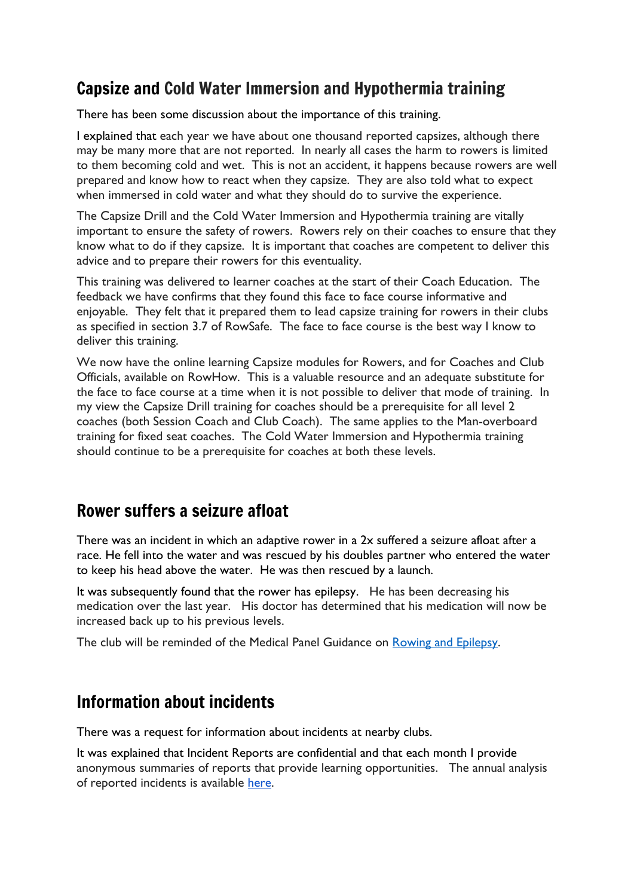## Capsize and Cold Water Immersion and Hypothermia training

There has been some discussion about the importance of this training.

I explained that each year we have about one thousand reported capsizes, although there may be many more that are not reported. In nearly all cases the harm to rowers is limited to them becoming cold and wet. This is not an accident, it happens because rowers are well prepared and know how to react when they capsize. They are also told what to expect when immersed in cold water and what they should do to survive the experience.

The Capsize Drill and the Cold Water Immersion and Hypothermia training are vitally important to ensure the safety of rowers. Rowers rely on their coaches to ensure that they know what to do if they capsize. It is important that coaches are competent to deliver this advice and to prepare their rowers for this eventuality.

This training was delivered to learner coaches at the start of their Coach Education. The feedback we have confirms that they found this face to face course informative and enjoyable. They felt that it prepared them to lead capsize training for rowers in their clubs as specified in section 3.7 of RowSafe. The face to face course is the best way I know to deliver this training.

We now have the online learning Capsize modules for Rowers, and for Coaches and Club Officials, available on RowHow. This is a valuable resource and an adequate substitute for the face to face course at a time when it is not possible to deliver that mode of training. In my view the Capsize Drill training for coaches should be a prerequisite for all level 2 coaches (both Session Coach and Club Coach). The same applies to the Man-overboard training for fixed seat coaches. The Cold Water Immersion and Hypothermia training should continue to be a prerequisite for coaches at both these levels.

## Rower suffers a seizure afloat

There was an incident in which an adaptive rower in a 2x suffered a seizure afloat after a race. He fell into the water and was rescued by his doubles partner who entered the water to keep his head above the water. He was then rescued by a launch.

It was subsequently found that the rower has epilepsy. He has been decreasing his medication over the last year. His doctor has determined that his medication will now be increased back up to his previous levels.

The club will be reminded of the Medical Panel Guidance on Rowing and Epilepsy.

## Information about incidents

There was a request for information about incidents at nearby clubs.

It was explained that Incident Reports are confidential and that each month I provide anonymous summaries of reports that provide learning opportunities. The annual analysis of reported incidents is available here.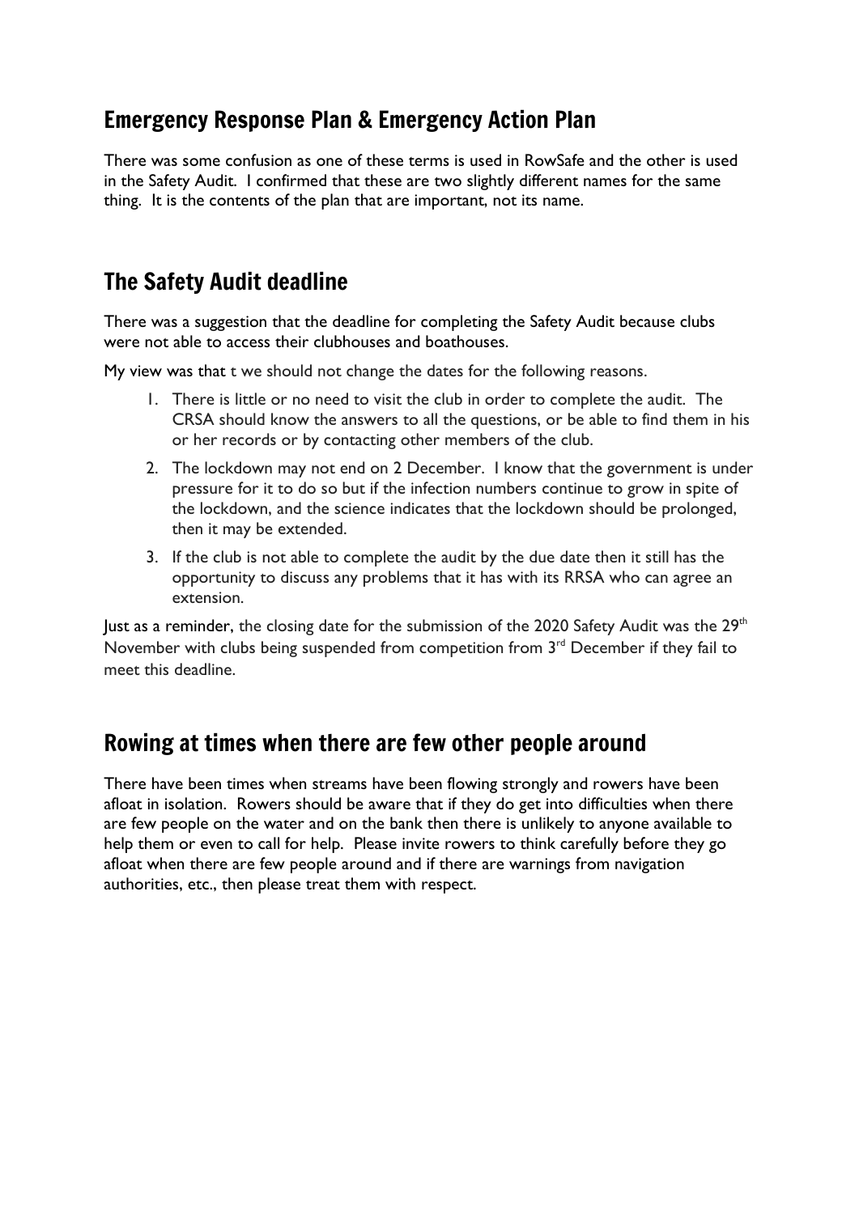## Emergency Response Plan & Emergency Action Plan

There was some confusion as one of these terms is used in RowSafe and the other is used in the Safety Audit. I confirmed that these are two slightly different names for the same thing. It is the contents of the plan that are important, not its name.

## The Safety Audit deadline

There was a suggestion that the deadline for completing the Safety Audit because clubs were not able to access their clubhouses and boathouses.

My view was that t we should not change the dates for the following reasons.

1. There is little or no need to visit the club in order to complete the audit. The CRSA should know the answers to all the questions, or be able to find them in his or her records or by contacting other members of the club.
2. The lockdown may not end on 2 December. I know that the government is under pressure for it to do so but if the infection numbers continue to grow in spite of the lockdown, and the science indicates that the lockdown should be prolonged, then it may be extended.
3. If the club is not able to complete the audit by the due date then it still has the opportunity to discuss any problems that it has with its RRSA who can agree an extension.

Just as a reminder, the closing date for the submission of the 2020 Safety Audit was the 29th November with clubs being suspended from competition from 3rd December if they fail to meet this deadline.

## Rowing at times when there are few other people around

There have been times when streams have been flowing strongly and rowers have been afloat in isolation. Rowers should be aware that if they do get into difficulties when there are few people on the water and on the bank then there is unlikely to anyone available to help them or even to call for help. Please invite rowers to think carefully before they go afloat when there are few people around and if there are warnings from navigation authorities, etc., then please treat them with respect.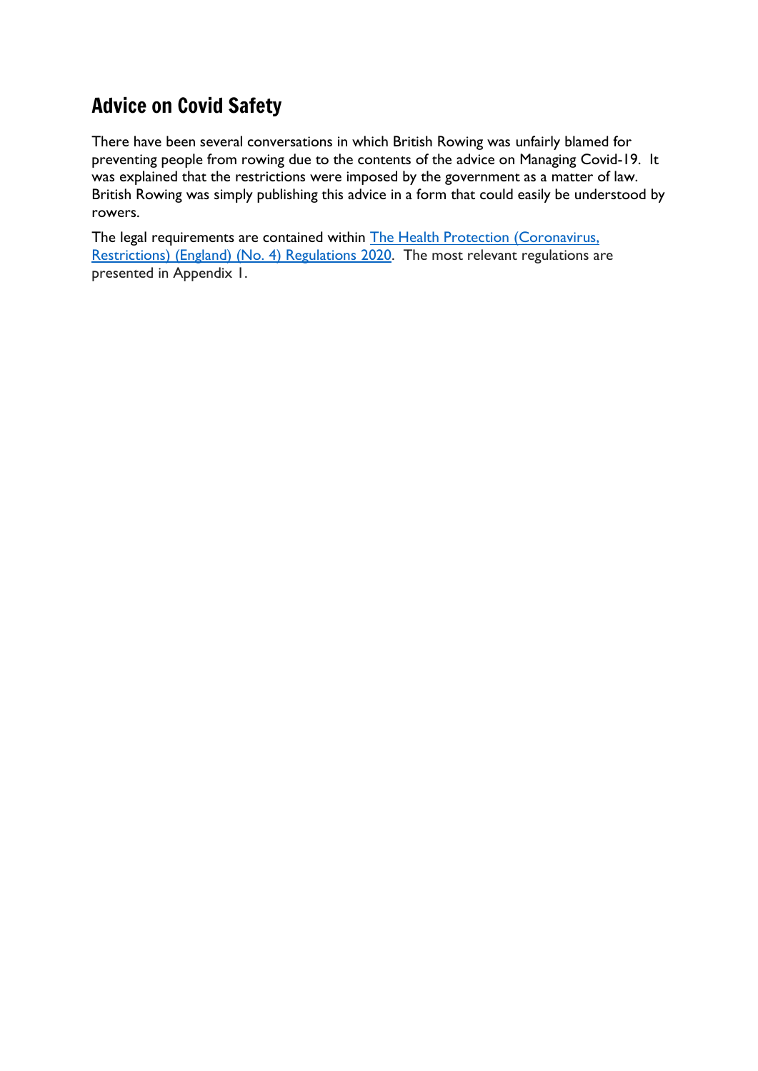## Advice on Covid Safety

There have been several conversations in which British Rowing was unfairly blamed for preventing people from rowing due to the contents of the advice on Managing Covid-19. It was explained that the restrictions were imposed by the government as a matter of law. British Rowing was simply publishing this advice in a form that could easily be understood by rowers.

The legal requirements are contained within The Health Protection (Coronavirus, Restrictions) (England) (No. 4) Regulations 2020. The most relevant regulations are presented in Appendix 1.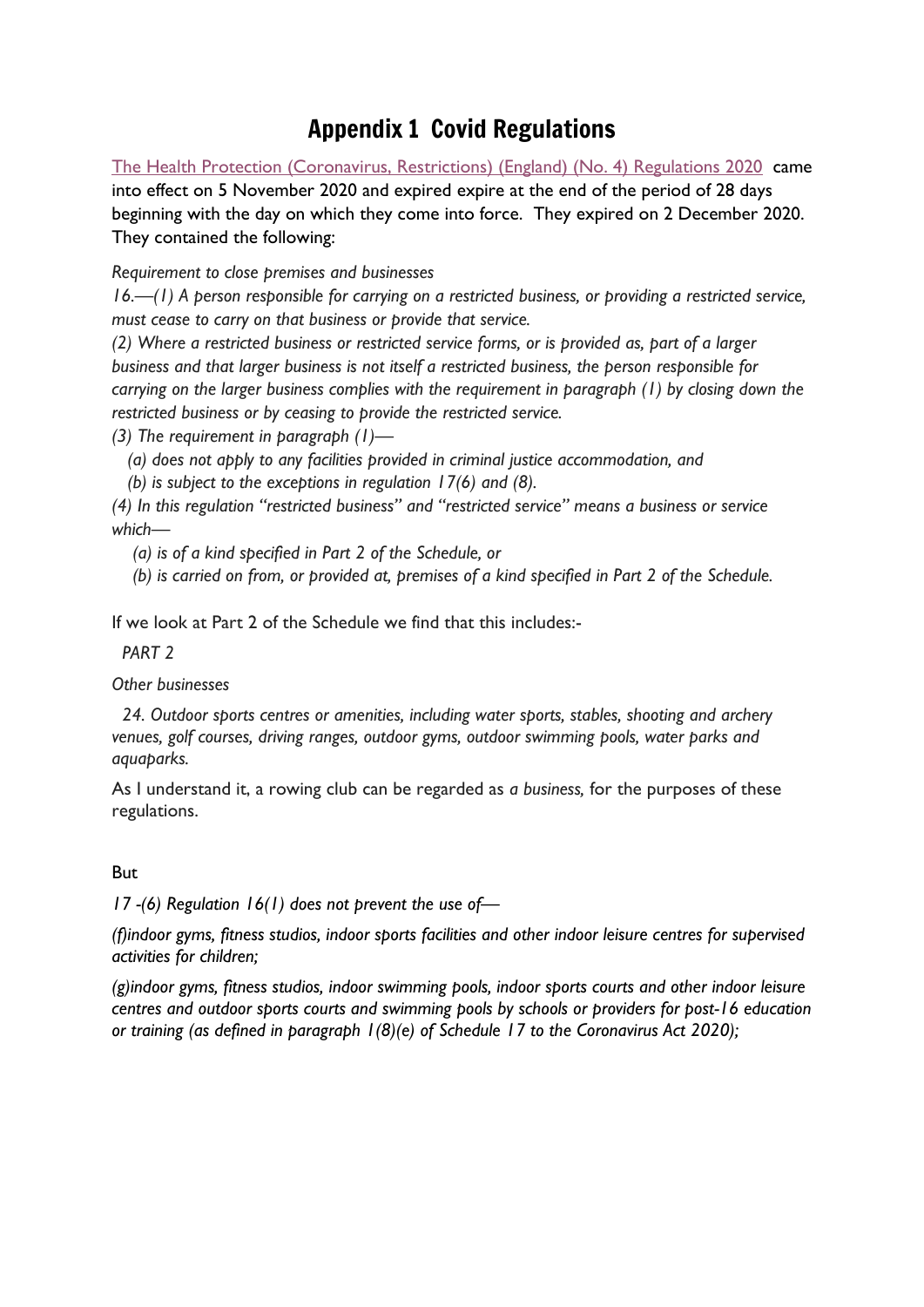# Appendix 1 Covid Regulations

The Health Protection (Coronavirus, Restrictions) (England) (No. 4) Regulations 2020 came into effect on 5 November 2020 and expired expire at the end of the period of 28 days beginning with the day on which they come into force. They expired on 2 December 2020. They contained the following:

*Requirement to close premises and businesses*

*16.—(1) A person responsible for carrying on a restricted business, or providing a restricted service, must cease to carry on that business or provide that service.*

*(2) Where a restricted business or restricted service forms, or is provided as, part of a larger business and that larger business is not itself a restricted business, the person responsible for carrying on the larger business complies with the requirement in paragraph (1) by closing down the restricted business or by ceasing to provide the restricted service.*

*(3) The requirement in paragraph (1)—*

*(a) does not apply to any facilities provided in criminal justice accommodation, and*

*(b) is subject to the exceptions in regulation 17(6) and (8).*

*(4) In this regulation "restricted business" and "restricted service" means a business or service which—*

*(a) is of a kind specified in Part 2 of the Schedule, or*

*(b) is carried on from, or provided at, premises of a kind specified in Part 2 of the Schedule.*

If we look at Part 2 of the Schedule we find that this includes:-

*PART 2*

*Other businesses*

*24. Outdoor sports centres or amenities, including water sports, stables, shooting and archery venues, golf courses, driving ranges, outdoor gyms, outdoor swimming pools, water parks and aquaparks.*

As I understand it, a rowing club can be regarded as *a business,* for the purposes of these regulations.

But

*17 -(6) Regulation 16(1) does not prevent the use of—*

*(f)indoor gyms, fitness studios, indoor sports facilities and other indoor leisure centres for supervised activities for children;*

*(g)indoor gyms, fitness studios, indoor swimming pools, indoor sports courts and other indoor leisure centres and outdoor sports courts and swimming pools by schools or providers for post-16 education or training (as defined in paragraph 1(8)(e) of Schedule 17 to the Coronavirus Act 2020);*